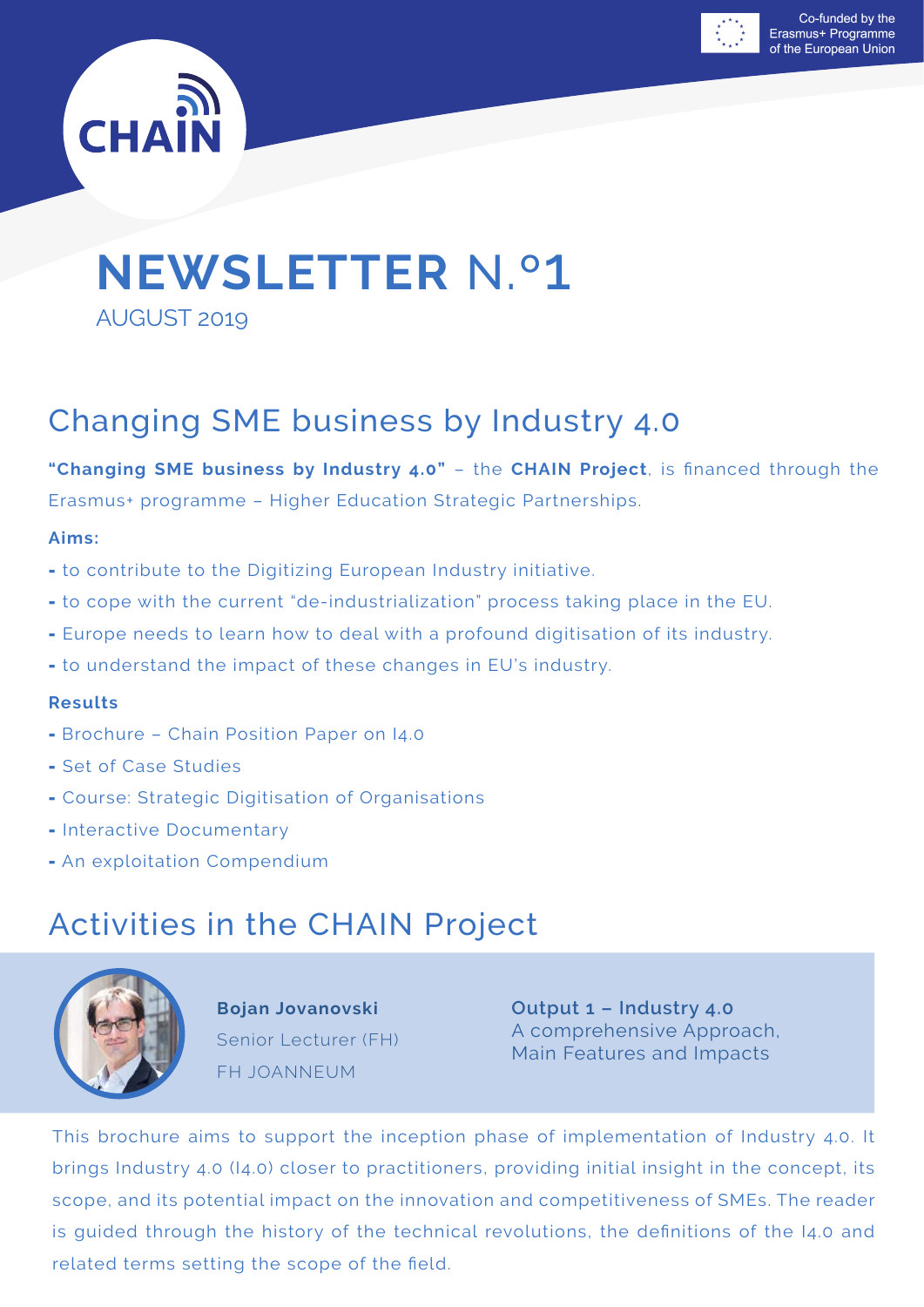Co-funded by the Erasmus+ Programme of the European Union

CHAIN

# NEWSLETTER N.º1

AUGUST 2019

## Changing SME business by Industry 4.0

**"Changing SME business by Industry 4.0"** – the **CHAIN Project**, is financed through the Erasmus+ programme – Higher Education Strategic Partnerships.

**Aims:**

- to contribute to the Digitizing European Industry initiative.
- to cope with the current "de-industrialization" process taking place in the EU.
- Europe needs to learn how to deal with a profound digitisation of its industry.
- to understand the impact of these changes in EU's industry.

**Results**

- Brochure – Chain Position Paper on I4.0
- Set of Case Studies
- Course: Strategic Digitisation of Organisations
- Interactive Documentary
- An exploitation Compendium

## Activities in the CHAIN Project

**Bojan Jovanovski**
Senior Lecturer (FH)
FH JOANNEUM

**Output 1 – Industry 4.0**
A comprehensive Approach, Main Features and Impacts

This brochure aims to support the inception phase of implementation of Industry 4.0. It brings Industry 4.0 (I4.0) closer to practitioners, providing initial insight in the concept, its scope, and its potential impact on the innovation and competitiveness of SMEs. The reader is guided through the history of the technical revolutions, the definitions of the I4.0 and related terms setting the scope of the field.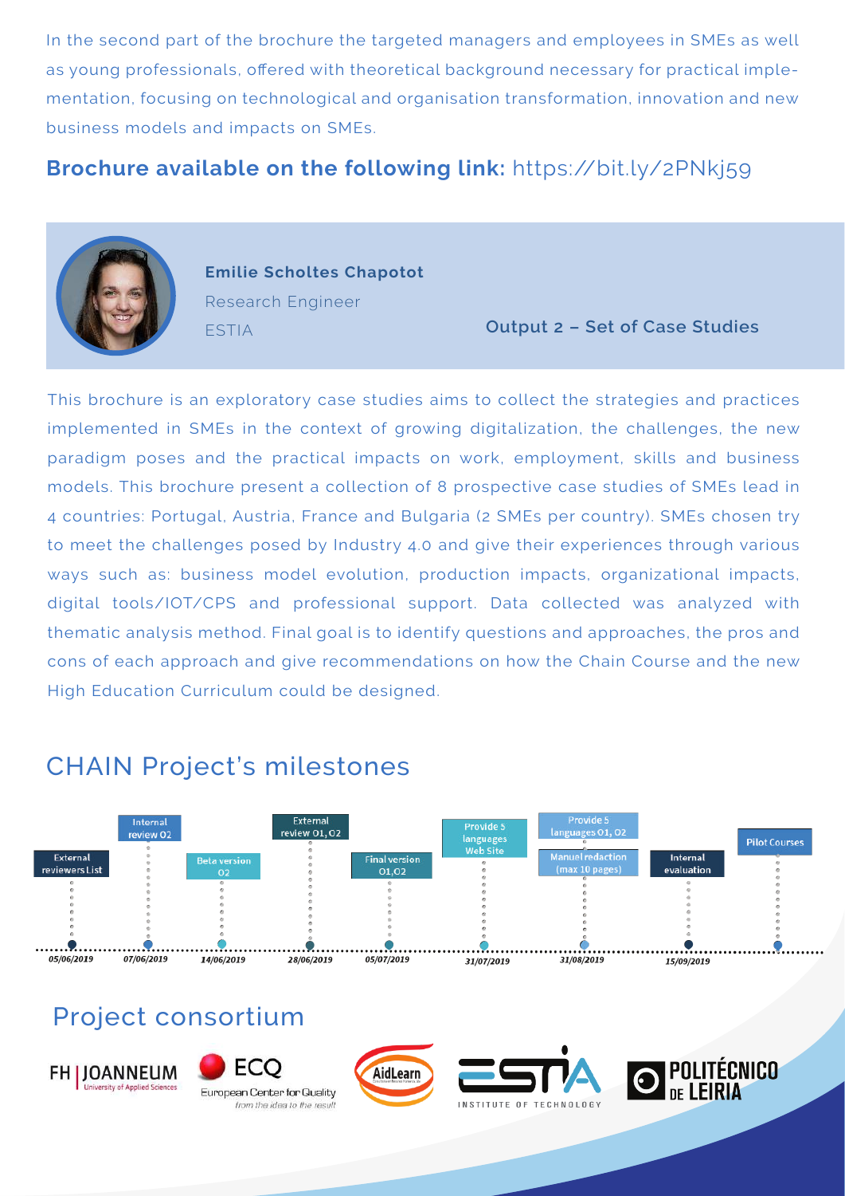In the second part of the brochure the targeted managers and employees in SMEs as well as young professionals, offered with theoretical background necessary for practical implementation, focusing on technological and organisation transformation, innovation and new business models and impacts on SMEs.

**Brochure available on the following link:** https://bit.ly/2PNkj59

**Emilie Scholtes Chapotot**
Research Engineer
ESTIA

**Output 2 – Set of Case Studies**

This brochure is an exploratory case studies aims to collect the strategies and practices implemented in SMEs in the context of growing digitalization, the challenges, the new paradigm poses and the practical impacts on work, employment, skills and business models. This brochure present a collection of 8 prospective case studies of SMEs lead in 4 countries: Portugal, Austria, France and Bulgaria (2 SMEs per country). SMEs chosen try to meet the challenges posed by Industry 4.0 and give their experiences through various ways such as: business model evolution, production impacts, organizational impacts, digital tools/IOT/CPS and professional support. Data collected was analyzed with thematic analysis method. Final goal is to identify questions and approaches, the pros and cons of each approach and give recommendations on how the Chain Course and the new High Education Curriculum could be designed.

## CHAIN Project's milestones

External reviewers List
05/06/2019

Internal review O2
07/06/2019

Beta version O2
14/06/2019

External review O1, O2
28/06/2019

Final version O1,O2
05/07/2019

Provide 5 languages Web Site
31/07/2019

Provide 5 languages O1, O2
Manuel redaction (max 10 pages)
31/08/2019

Internal evaluation
15/09/2019

Pilot Courses

## Project consortium

FH JOANNEUM University of Applied Sciences
ECQ European Center for Quality – from the idea to the result
AidLearn
ESTIA Institute of Technology
Politécnico de Leiria